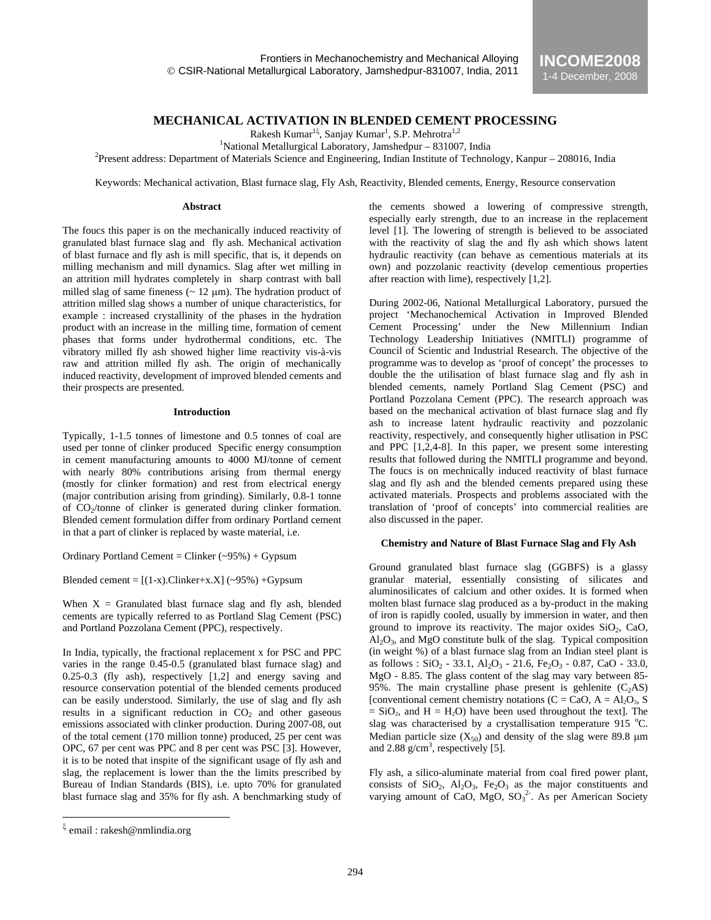# MECHANICAL ACTIVATION IN BLENDED CEMENT PROCESSING

Rakesh Kumar[1ξ], Sanjay Kumar[1], S.P. Mehrotra[1,2]

[1]National Metallurgical Laboratory, Jamshedpur – 831007, India

[2]Present address: Department of Materials Science and Engineering, Indian Institute of Technology, Kanpur – 208016, India

Keywords: Mechanical activation, Blast furnace slag, Fly Ash, Reactivity, Blended cements, Energy, Resource conservation

## Abstract

The foucs this paper is on the mechanically induced reactivity of granulated blast furnace slag and fly ash. Mechanical activation of blast furnace and fly ash is mill specific, that is, it depends on milling mechanism and mill dynamics. Slag after wet milling in an attrition mill hydrates completely in sharp contrast with ball milled slag of same fineness (~ 12 μm). The hydration product of attrition milled slag shows a number of unique characteristics, for example : increased crystallinity of the phases in the hydration product with an increase in the milling time, formation of cement phases that forms under hydrothermal conditions, etc. The vibratory milled fly ash showed higher lime reactivity vis-à-vis raw and attrition milled fly ash. The origin of mechanically induced reactivity, development of improved blended cements and their prospects are presented.

## Introduction

Typically, 1-1.5 tonnes of limestone and 0.5 tonnes of coal are used per tonne of clinker produced Specific energy consumption in cement manufacturing amounts to 4000 MJ/tonne of cement with nearly 80% contributions arising from thermal energy (mostly for clinker formation) and rest from electrical energy (major contribution arising from grinding). Similarly, 0.8-1 tonne of $CO_2$/tonne of clinker is generated during clinker formation. Blended cement formulation differ from ordinary Portland cement in that a part of clinker is replaced by waste material, i.e.

Ordinary Portland Cement = Clinker (~95%) + Gypsum

Blended cement = [(1-x).Clinker+x.X] (~95%) +Gypsum

When X = Granulated blast furnace slag and fly ash, blended cements are typically referred to as Portland Slag Cement (PSC) and Portland Pozzolana Cement (PPC), respectively.

In India, typically, the fractional replacement x for PSC and PPC varies in the range 0.45-0.5 (granulated blast furnace slag) and 0.25-0.3 (fly ash), respectively [1,2] and energy saving and resource conservation potential of the blended cements produced can be easily understood. Similarly, the use of slag and fly ash results in a significant reduction in $CO_2$ and other gaseous emissions associated with clinker production. During 2007-08, out of the total cement (170 million tonne) produced, 25 per cent was OPC, 67 per cent was PPC and 8 per cent was PSC [3]. However, it is to be noted that inspite of the significant usage of fly ash and slag, the replacement is lower than the the limits prescribed by Bureau of Indian Standards (BIS), i.e. upto 70% for granulated blast furnace slag and 35% for fly ash. A benchmarking study of the cements showed a lowering of compressive strength, especially early strength, due to an increase in the replacement level [1]. The lowering of strength is believed to be associated with the reactivity of slag the and fly ash which shows latent hydraulic reactivity (can behave as cementious materials at its own) and pozzolanic reactivity (develop cementious properties after reaction with lime), respectively [1,2].

During 2002-06, National Metallurgical Laboratory, pursued the project 'Mechanochemical Activation in Improved Blended Cement Processing' under the New Millennium Indian Technology Leadership Initiatives (NMITLI) programme of Council of Scientic and Industrial Research. The objective of the programme was to develop as 'proof of concept' the processes to double the the utilisation of blast furnace slag and fly ash in blended cements, namely Portland Slag Cement (PSC) and Portland Pozzolana Cement (PPC). The research approach was based on the mechanical activation of blast furnace slag and fly ash to increase latent hydraulic reactivity and pozzolanic reactivity, respectively, and consequently higher utlisation in PSC and PPC [1,2,4-8]. In this paper, we present some interesting results that followed during the NMITLI programme and beyond. The foucs is on mechnically induced reactivity of blast furnace slag and fly ash and the blended cements prepared using these activated materials. Prospects and problems associated with the translation of 'proof of concepts' into commercial realities are also discussed in the paper.

## Chemistry and Nature of Blast Furnace Slag and Fly Ash

Ground granulated blast furnace slag (GGBFS) is a glassy granular material, essentially consisting of silicates and aluminosilicates of calcium and other oxides. It is formed when molten blast furnace slag produced as a by-product in the making of iron is rapidly cooled, usually by immersion in water, and then ground to improve its reactivity. The major oxides $SiO_2$, CaO, $Al_2O_3$, and MgO constitute bulk of the slag. Typical composition (in weight %) of a blast furnace slag from an Indian steel plant is as follows : $SiO_2$ - 33.1, $Al_2O_3$ - 21.6, $Fe_2O_3$ - 0.87, CaO - 33.0, MgO - 8.85. The glass content of the slag may vary between 85-95%. The main crystalline phase present is gehlenite ($C_2AS$) [conventional cement chemistry notations (C = CaO, A = $Al_2O_3$, S = $SiO_2$, and H = $H_2O$) have been used throughout the text]. The slag was characterised by a crystallisation temperature 915 °C. Median particle size ($X_{50}$) and density of the slag were 89.8 μm and 2.88 g/cm$^3$, respectively [5].

Fly ash, a silico-aluminate material from coal fired power plant, consists of $SiO_2$, $Al_2O_3$, $Fe_2O_3$ as the major constituents and varying amount of CaO, MgO, $SO_3^{2-}$. As per American Society

[ξ] email : rakesh@nmlindia.org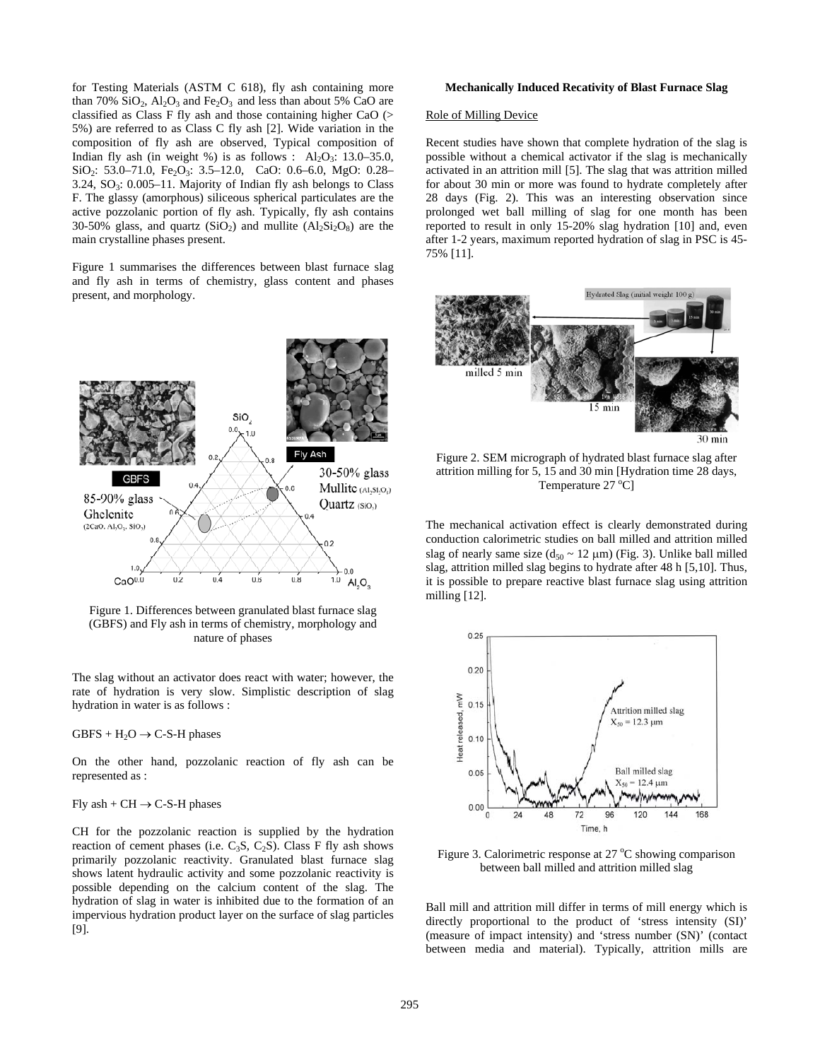for Testing Materials (ASTM C 618), fly ash containing more than 70% $SiO_2$, $Al_2O_3$ and $Fe_2O_3$ and less than about 5% CaO are classified as Class F fly ash and those containing higher CaO (> 5%) are referred to as Class C fly ash [2]. Wide variation in the composition of fly ash are observed, Typical composition of Indian fly ash (in weight %) is as follows : $Al_2O_3$: 13.0–35.0, $SiO_2$: 53.0–71.0, $Fe_2O_3$: 3.5–12.0, CaO: 0.6–6.0, MgO: 0.28–3.24, $SO_3$: 0.005–11. Majority of Indian fly ash belongs to Class F. The glassy (amorphous) siliceous spherical particulates are the active pozzolanic portion of fly ash. Typically, fly ash contains 30-50% glass, and quartz ($SiO_2$) and mullite ($Al_2Si_2O_8$) are the main crystalline phases present.

Figure 1 summarises the differences between blast furnace slag and fly ash in terms of chemistry, glass content and phases present, and morphology.

Figure 1. Differences between granulated blast furnace slag (GBFS) and Fly ash in terms of chemistry, morphology and nature of phases

The slag without an activator does react with water; however, the rate of hydration is very slow. Simplistic description of slag hydration in water is as follows :

$$GBFS + H_2O \rightarrow \text{C-S-H phases}$$

On the other hand, pozzolanic reaction of fly ash can be represented as :

$$\text{Fly ash} + CH \rightarrow \text{C-S-H phases}$$

CH for the pozzolanic reaction is supplied by the hydration reaction of cement phases (i.e. $C_3S$, $C_2S$). Class F fly ash shows primarily pozzolanic reactivity. Granulated blast furnace slag shows latent hydraulic activity and some pozzolanic reactivity is possible depending on the calcium content of the slag. The hydration of slag in water is inhibited due to the formation of an impervious hydration product layer on the surface of slag particles [9].

**Mechanically Induced Recativity of Blast Furnace Slag**

Role of Milling Device

Recent studies have shown that complete hydration of the slag is possible without a chemical activator if the slag is mechanically activated in an attrition mill [5]. The slag that was attrition milled for about 30 min or more was found to hydrate completely after 28 days (Fig. 2). This was an interesting observation since prolonged wet ball milling of slag for one month has been reported to result in only 15-20% slag hydration [10] and, even after 1-2 years, maximum reported hydration of slag in PSC is 45-75% [11].

Figure 2. SEM micrograph of hydrated blast furnace slag after attrition milling for 5, 15 and 30 min [Hydration time 28 days, Temperature 27 $^oC$]

The mechanical activation effect is clearly demonstrated during conduction calorimetric studies on ball milled and attrition milled slag of nearly same size ($d_{50} \sim 12$ μm) (Fig. 3). Unlike ball milled slag, attrition milled slag begins to hydrate after 48 h [5,10]. Thus, it is possible to prepare reactive blast furnace slag using attrition milling [12].

Figure 3. Calorimetric response at 27 $^oC$ showing comparison between ball milled and attrition milled slag

Ball mill and attrition mill differ in terms of mill energy which is directly proportional to the product of 'stress intensity (SI)' (measure of impact intensity) and 'stress number (SN)' (contact between media and material). Typically, attrition mills are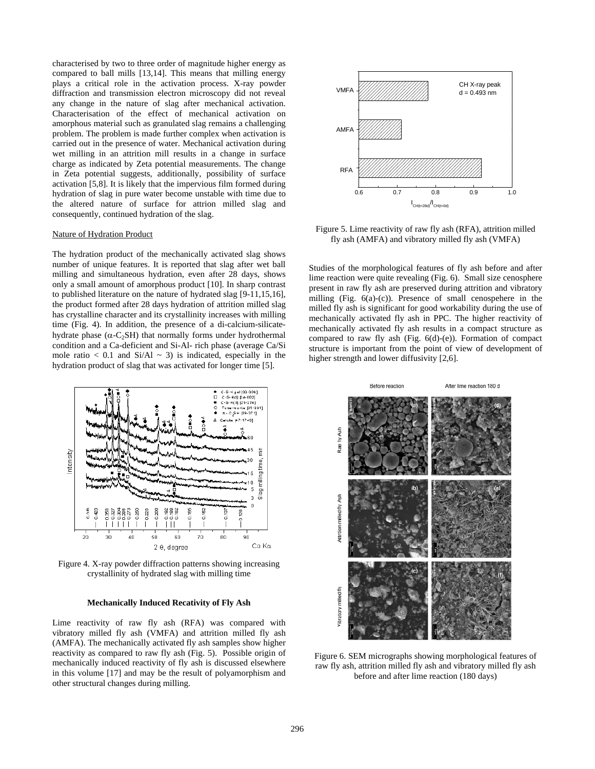characterised by two to three order of magnitude higher energy as compared to ball mills [13,14]. This means that milling energy plays a critical role in the activation process. X-ray powder diffraction and transmission electron microscopy did not reveal any change in the nature of slag after mechanical activation. Characterisation of the effect of mechanical activation on amorphous material such as granulated slag remains a challenging problem. The problem is made further complex when activation is carried out in the presence of water. Mechanical activation during wet milling in an attrition mill results in a change in surface charge as indicated by Zeta potential measurements. The change in Zeta potential suggests, additionally, possibility of surface activation [5,8]. It is likely that the impervious film formed during hydration of slag in pure water become unstable with time due to the altered nature of surface for attrion milled slag and consequently, continued hydration of the slag.

## Nature of Hydration Product

The hydration product of the mechanically activated slag shows number of unique features. It is reported that slag after wet ball milling and simultaneous hydration, even after 28 days, shows only a small amount of amorphous product [10]. In sharp contrast to published literature on the nature of hydrated slag [9-11,15,16], the product formed after 28 days hydration of attrition milled slag has crystalline character and its crystallinity increases with milling time (Fig. 4). In addition, the presence of a di-calcium-silicate-hydrate phase ($\alpha$-$C_2SH$) that normally forms under hydrothermal condition and a Ca-deficient and Si-Al- rich phase (average Ca/Si mole ratio < 0.1 and Si/Al ~ 3) is indicated, especially in the hydration product of slag that was activated for longer time [5].

Figure 4. X-ray powder diffraction patterns showing increasing crystallinity of hydrated slag with milling time

### Mechanically Induced Recativity of Fly Ash

Lime reactivity of raw fly ash (RFA) was compared with vibratory milled fly ash (VMFA) and attrition milled fly ash (AMFA). The mechanically activated fly ash samples show higher reactivity as compared to raw fly ash (Fig. 5). Possible origin of mechanically induced reactivity of fly ash is discussed elsewhere in this volume [17] and may be the result of polyamorphism and other structural changes during milling.

Figure 5. Lime reactivity of raw fly ash (RFA), attrition milled fly ash (AMFA) and vibratory milled fly ash (VMFA)

Studies of the morphological features of fly ash before and after lime reaction were quite revealing (Fig. 6). Small size cenosphere present in raw fly ash are preserved during attrition and vibratory milling (Fig. 6(a)-(c)). Presence of small cenospehere in the milled fly ash is significant for good workability during the use of mechanically activated fly ash in PPC. The higher reactivity of mechanically activated fly ash results in a compact structure as compared to raw fly ash (Fig. 6(d)-(e)). Formation of compact structure is important from the point of view of development of higher strength and lower diffusivity [2,6].

Figure 6. SEM micrographs showing morphological features of raw fly ash, attrition milled fly ash and vibratory milled fly ash before and after lime reaction (180 days)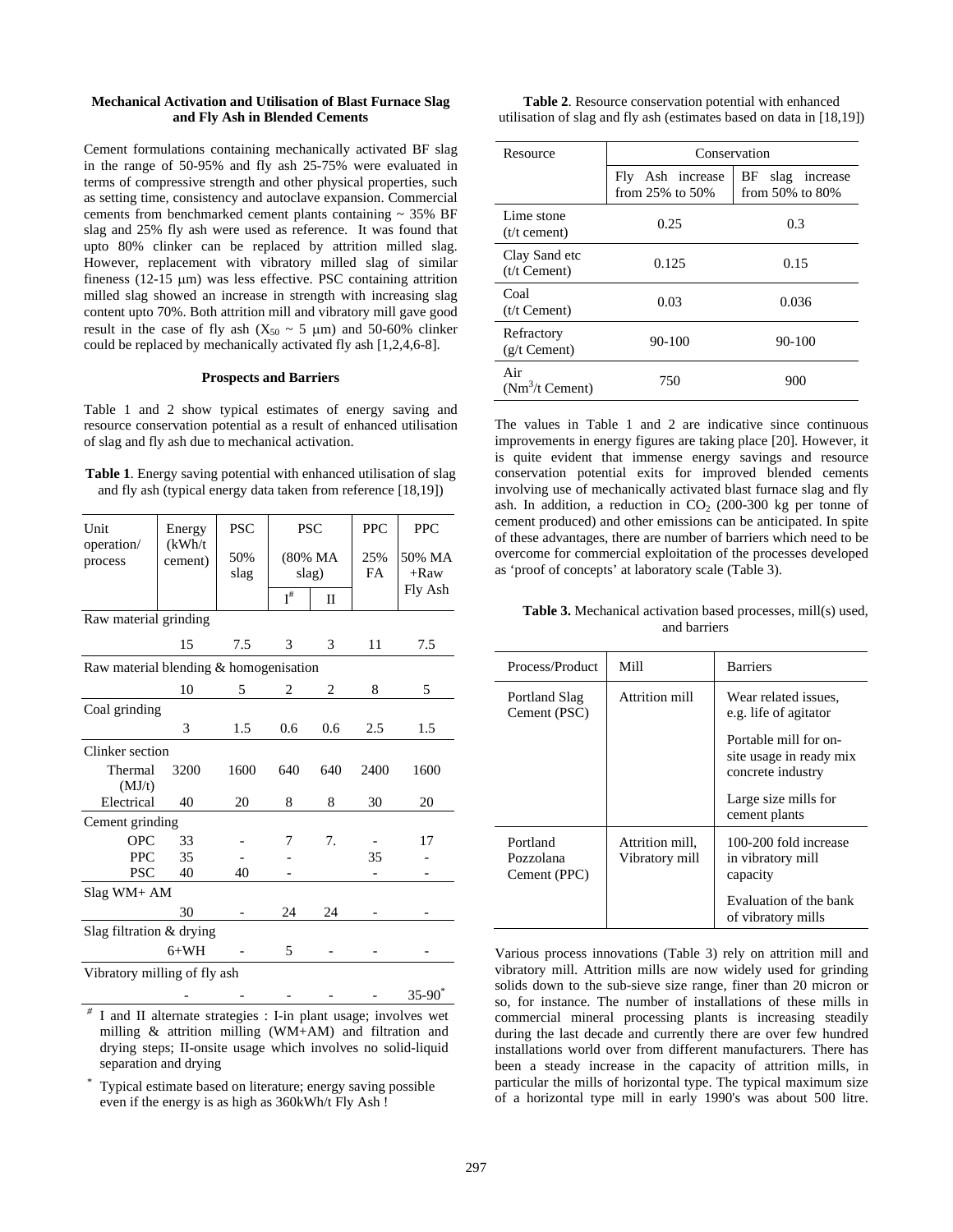### Mechanical Activation and Utilisation of Blast Furnace Slag and Fly Ash in Blended Cements

Cement formulations containing mechanically activated BF slag in the range of 50-95% and fly ash 25-75% were evaluated in terms of compressive strength and other physical properties, such as setting time, consistency and autoclave expansion. Commercial cements from benchmarked cement plants containing ~ 35% BF slag and 25% fly ash were used as reference. It was found that upto 80% clinker can be replaced by attrition milled slag. However, replacement with vibratory milled slag of similar fineness (12-15 μm) was less effective. PSC containing attrition milled slag showed an increase in strength with increasing slag content upto 70%. Both attrition mill and vibratory mill gave good result in the case of fly ash ($X_{50}$ ~ 5 μm) and 50-60% clinker could be replaced by mechanically activated fly ash [1,2,4,6-8].

### Prospects and Barriers

Table 1 and 2 show typical estimates of energy saving and resource conservation potential as a result of enhanced utilisation of slag and fly ash due to mechanical activation.

**Table 1**. Energy saving potential with enhanced utilisation of slag and fly ash (typical energy data taken from reference [18,19])

| Unit operation/ process | Energy (kWh/t cement) | PSC 50% slag | PSC (80% MA slag) I[#] | PSC (80% MA slag) II | PPC 25% FA | PPC 50% MA +Raw Fly Ash |
|---|---|---|---|---|---|---|
| Raw material grinding | | | | | | |
| | 15 | 7.5 | 3 | 3 | 11 | 7.5 |
| Raw material blending & homogenisation | | | | | | |
| | 10 | 5 | 2 | 2 | 8 | 5 |
| Coal grinding | | | | | | |
| | 3 | 1.5 | 0.6 | 0.6 | 2.5 | 1.5 |
| Clinker section | | | | | | |
| Thermal (MJ/t) | 3200 | 1600 | 640 | 640 | 2400 | 1600 |
| Electrical | 40 | 20 | 8 | 8 | 30 | 20 |
| Cement grinding | | | | | | |
| OPC | 33 | - | 7 | 7. | - | 17 |
| PPC | 35 | - | - | | 35 | - |
| PSC | 40 | 40 | - | | - | - |
| Slag WM+ AM | | | | | | |
| | 30 | - | 24 | 24 | - | - |
| Slag filtration & drying | | | | | | |
| | 6+WH | - | 5 | - | - | - |
| Vibratory milling of fly ash | | | | | | |
| | - | - | - | - | - | 35-90[*] |

[#] I and II alternate strategies : I-in plant usage; involves wet milling & attrition milling (WM+AM) and filtration and drying steps; II-onsite usage which involves no solid-liquid separation and drying

[*] Typical estimate based on literature; energy saving possible even if the energy is as high as 360kWh/t Fly Ash !

**Table 2**. Resource conservation potential with enhanced utilisation of slag and fly ash (estimates based on data in [18,19])

| Resource | Conservation: Fly Ash increase from 25% to 50% | Conservation: BF slag increase from 50% to 80% |
|---|---|---|
| Lime stone (t/t cement) | 0.25 | 0.3 |
| Clay Sand etc (t/t Cement) | 0.125 | 0.15 |
| Coal (t/t Cement) | 0.03 | 0.036 |
| Refractory (g/t Cement) | 90-100 | 90-100 |
| Air ($Nm^3$/t Cement) | 750 | 900 |

The values in Table 1 and 2 are indicative since continuous improvements in energy figures are taking place [20]. However, it is quite evident that immense energy savings and resource conservation potential exits for improved blended cements involving use of mechanically activated blast furnace slag and fly ash. In addition, a reduction in $CO_2$ (200-300 kg per tonne of cement produced) and other emissions can be anticipated. In spite of these advantages, there are number of barriers which need to be overcome for commercial exploitation of the processes developed as 'proof of concepts' at laboratory scale (Table 3).

**Table 3.** Mechanical activation based processes, mill(s) used, and barriers

| Process/Product | Mill | Barriers |
|---|---|---|
| Portland Slag Cement (PSC) | Attrition mill | Wear related issues, e.g. life of agitator<br>Portable mill for on-site usage in ready mix concrete industry<br>Large size mills for cement plants |
| Portland Pozzolana Cement (PPC) | Attrition mill, Vibratory mill | 100-200 fold increase in vibratory mill capacity<br>Evaluation of the bank of vibratory mills |

Various process innovations (Table 3) rely on attrition mill and vibratory mill. Attrition mills are now widely used for grinding solids down to the sub-sieve size range, finer than 20 micron or so, for instance. The number of installations of these mills in commercial mineral processing plants is increasing steadily during the last decade and currently there are over few hundred installations world over from different manufacturers. There has been a steady increase in the capacity of attrition mills, in particular the mills of horizontal type. The typical maximum size of a horizontal type mill in early 1990's was about 500 litre.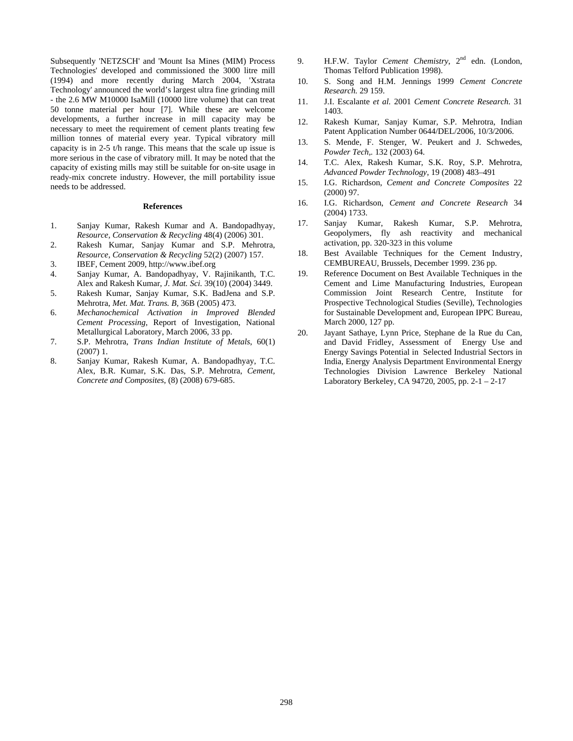Subsequently 'NETZSCH' and 'Mount Isa Mines (MIM) Process Technologies' developed and commissioned the 3000 litre mill (1994) and more recently during March 2004, 'Xstrata Technology' announced the world's largest ultra fine grinding mill - the 2.6 MW M10000 IsaMill (10000 litre volume) that can treat 50 tonne material per hour [7]. While these are welcome developments, a further increase in mill capacity may be necessary to meet the requirement of cement plants treating few million tonnes of material every year. Typical vibratory mill capacity is in 2-5 t/h range. This means that the scale up issue is more serious in the case of vibratory mill. It may be noted that the capacity of existing mills may still be suitable for on-site usage in ready-mix concrete industry. However, the mill portability issue needs to be addressed.

### References

1. Sanjay Kumar, Rakesh Kumar and A. Bandopadhyay, *Resource, Conservation & Recycling* 48(4) (2006) 301.
2. Rakesh Kumar, Sanjay Kumar and S.P. Mehrotra, *Resource, Conservation & Recycling* 52(2) (2007) 157.
3. IBEF, Cement 2009, http://www.ibef.org
4. Sanjay Kumar, A. Bandopadhyay, V. Rajinikanth, T.C. Alex and Rakesh Kumar, *J. Mat. Sci.* 39(10) (2004) 3449.
5. Rakesh Kumar, Sanjay Kumar, S.K. BadJena and S.P. Mehrotra, *Met. Mat. Trans. B,* 36B (2005) 473.
6. *Mechanochemical Activation in Improved Blended Cement Processing*, Report of Investigation, National Metallurgical Laboratory, March 2006, 33 pp.
7. S.P. Mehrotra, *Trans Indian Institute of Metals*, 60(1) (2007) 1.
8. Sanjay Kumar, Rakesh Kumar, A. Bandopadhyay, T.C. Alex, B.R. Kumar, S.K. Das, S.P. Mehrotra, *Cement, Concrete and Composites*, (8) (2008) 679-685.
9. H.F.W. Taylor *Cement Chemistry*, 2nd edn. (London, Thomas Telford Publication 1998).
10. S. Song and H.M. Jennings 1999 *Cement Concrete Research.* 29 159.
11. J.I. Escalante *et al.* 2001 *Cement Concrete Research.* 31 1403.
12. Rakesh Kumar, Sanjay Kumar, S.P. Mehrotra, Indian Patent Application Number 0644/DEL/2006, 10/3/2006.
13. S. Mende, F. Stenger, W. Peukert and J. Schwedes, *Powder Tech,.* 132 (2003) 64.
14. T.C. Alex, Rakesh Kumar, S.K. Roy, S.P. Mehrotra, *Advanced Powder Technology*, 19 (2008) 483–491
15. I.G. Richardson, *Cement and Concrete Composites* 22 (2000) 97.
16. I.G. Richardson, *Cement and Concrete Research* 34 (2004) 1733.
17. Sanjay Kumar, Rakesh Kumar, S.P. Mehrotra, Geopolymers, fly ash reactivity and mechanical activation, pp. 320-323 in this volume
18. Best Available Techniques for the Cement Industry, CEMBUREAU, Brussels, December 1999. 236 pp.
19. Reference Document on Best Available Techniques in the Cement and Lime Manufacturing Industries, European Commission Joint Research Centre, Institute for Prospective Technological Studies (Seville), Technologies for Sustainable Development and, European IPPC Bureau, March 2000, 127 pp.
20. Jayant Sathaye, Lynn Price, Stephane de la Rue du Can, and David Fridley, Assessment of Energy Use and Energy Savings Potential in Selected Industrial Sectors in India, Energy Analysis Department Environmental Energy Technologies Division Lawrence Berkeley National Laboratory Berkeley, CA 94720, 2005, pp. 2-1 – 2-17